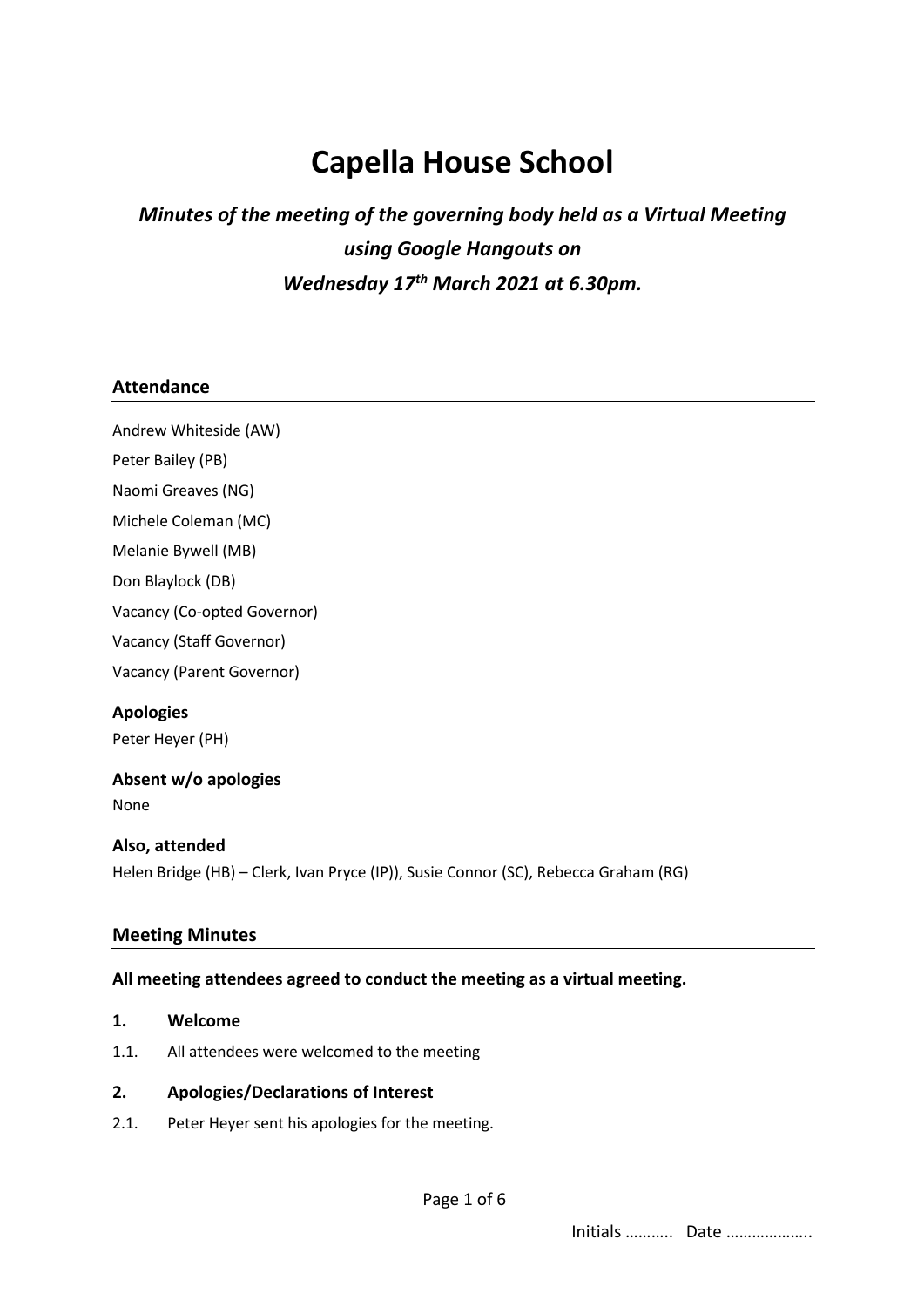// Alignment: Transcribe only what's printed — page 1 text, no page counters or footers.
# Capella House School

***Minutes of the meeting of the governing body held as a Virtual Meeting using Google Hangouts on Wednesday 17th March 2021 at 6.30pm.***

## Attendance

Andrew Whiteside (AW)

Peter Bailey (PB)

Naomi Greaves (NG)

Michele Coleman (MC)

Melanie Bywell (MB)

Don Blaylock (DB)

Vacancy (Co-opted Governor)

Vacancy (Staff Governor)

Vacancy (Parent Governor)

**Apologies**

Peter Heyer (PH)

**Absent w/o apologies**

None

**Also, attended**

Helen Bridge (HB) – Clerk, Ivan Pryce (IP)), Susie Connor (SC), Rebecca Graham (RG)

## Meeting Minutes

**All meeting attendees agreed to conduct the meeting as a virtual meeting.**

**1. Welcome**

1.1. All attendees were welcomed to the meeting

**2. Apologies/Declarations of Interest**

2.1. Peter Heyer sent his apologies for the meeting.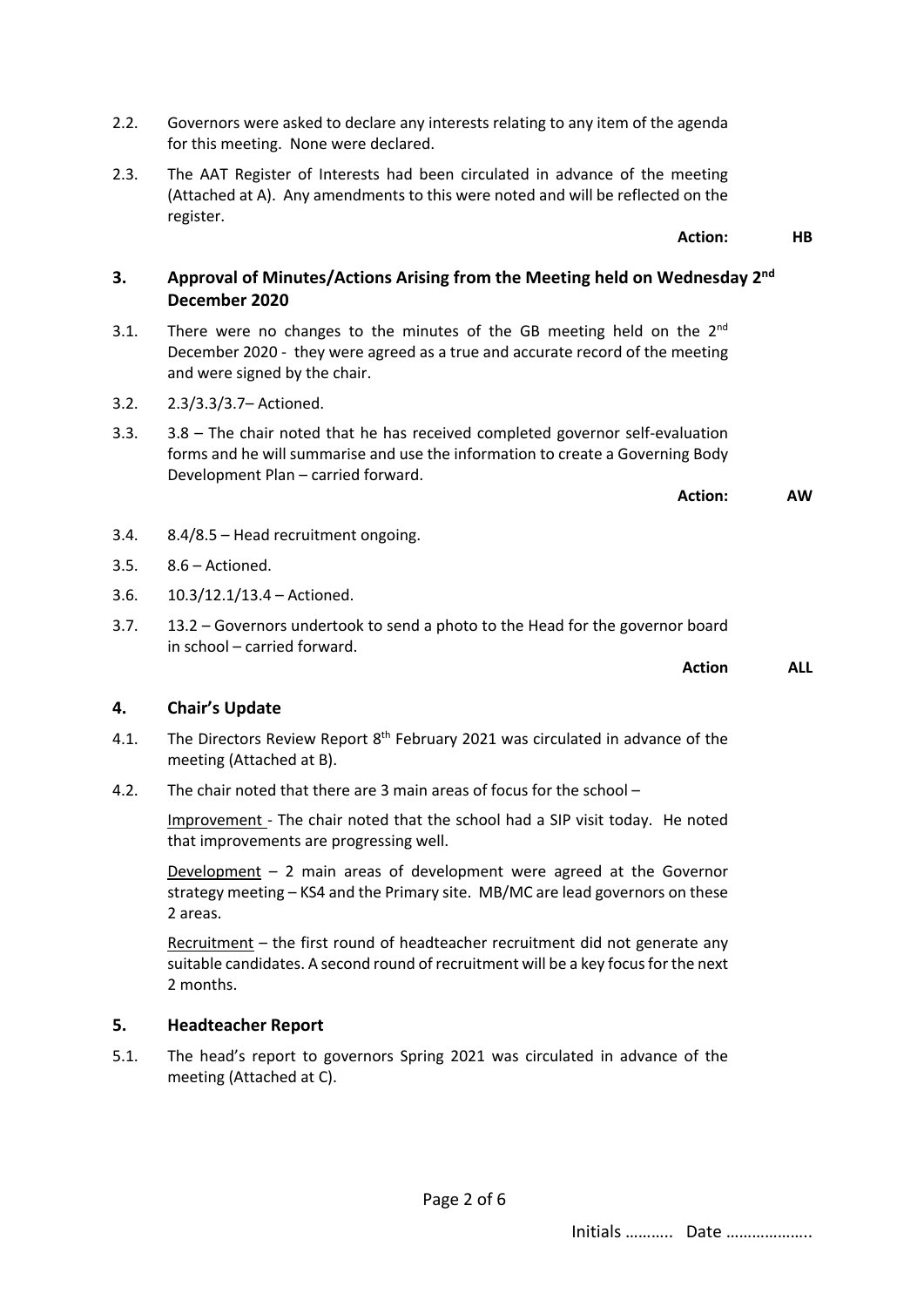2.2. Governors were asked to declare any interests relating to any item of the agenda for this meeting. None were declared.

2.3. The AAT Register of Interests had been circulated in advance of the meeting (Attached at A). Any amendments to this were noted and will be reflected on the register.

**Action: HB**

## 3. Approval of Minutes/Actions Arising from the Meeting held on Wednesday 2nd December 2020

3.1. There were no changes to the minutes of the GB meeting held on the 2nd December 2020 - they were agreed as a true and accurate record of the meeting and were signed by the chair.

3.2. 2.3/3.3/3.7– Actioned.

3.3. 3.8 – The chair noted that he has received completed governor self-evaluation forms and he will summarise and use the information to create a Governing Body Development Plan – carried forward.

**Action: AW**

3.4. 8.4/8.5 – Head recruitment ongoing.

3.5. 8.6 – Actioned.

3.6. 10.3/12.1/13.4 – Actioned.

3.7. 13.2 – Governors undertook to send a photo to the Head for the governor board in school – carried forward.

**Action ALL**

## 4. Chair's Update

4.1. The Directors Review Report 8th February 2021 was circulated in advance of the meeting (Attached at B).

4.2. The chair noted that there are 3 main areas of focus for the school –

Improvement - The chair noted that the school had a SIP visit today. He noted that improvements are progressing well.

Development – 2 main areas of development were agreed at the Governor strategy meeting – KS4 and the Primary site. MB/MC are lead governors on these 2 areas.

Recruitment – the first round of headteacher recruitment did not generate any suitable candidates. A second round of recruitment will be a key focus for the next 2 months.

## 5. Headteacher Report

5.1. The head's report to governors Spring 2021 was circulated in advance of the meeting (Attached at C).

Initials ……….. Date ……………….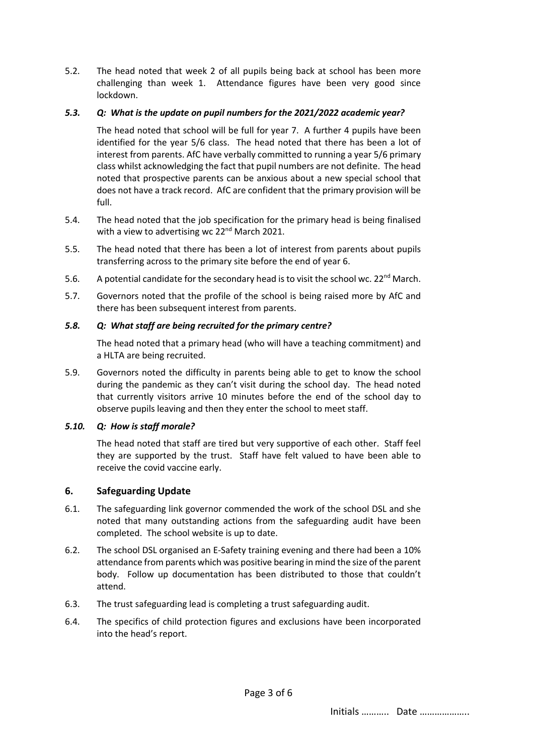5.2. The head noted that week 2 of all pupils being back at school has been more challenging than week 1. Attendance figures have been very good since lockdown.

***5.3. Q: What is the update on pupil numbers for the 2021/2022 academic year?***

The head noted that school will be full for year 7. A further 4 pupils have been identified for the year 5/6 class. The head noted that there has been a lot of interest from parents. AfC have verbally committed to running a year 5/6 primary class whilst acknowledging the fact that pupil numbers are not definite. The head noted that prospective parents can be anxious about a new special school that does not have a track record. AfC are confident that the primary provision will be full.

5.4. The head noted that the job specification for the primary head is being finalised with a view to advertising wc 22nd March 2021.

5.5. The head noted that there has been a lot of interest from parents about pupils transferring across to the primary site before the end of year 6.

5.6. A potential candidate for the secondary head is to visit the school wc. 22nd March.

5.7. Governors noted that the profile of the school is being raised more by AfC and there has been subsequent interest from parents.

***5.8. Q: What staff are being recruited for the primary centre?***

The head noted that a primary head (who will have a teaching commitment) and a HLTA are being recruited.

5.9. Governors noted the difficulty in parents being able to get to know the school during the pandemic as they can't visit during the school day. The head noted that currently visitors arrive 10 minutes before the end of the school day to observe pupils leaving and then they enter the school to meet staff.

***5.10. Q: How is staff morale?***

The head noted that staff are tired but very supportive of each other. Staff feel they are supported by the trust. Staff have felt valued to have been able to receive the covid vaccine early.

## 6. Safeguarding Update

6.1. The safeguarding link governor commended the work of the school DSL and she noted that many outstanding actions from the safeguarding audit have been completed. The school website is up to date.

6.2. The school DSL organised an E-Safety training evening and there had been a 10% attendance from parents which was positive bearing in mind the size of the parent body. Follow up documentation has been distributed to those that couldn't attend.

6.3. The trust safeguarding lead is completing a trust safeguarding audit.

6.4. The specifics of child protection figures and exclusions have been incorporated into the head's report.

Initials ……….. Date ………………..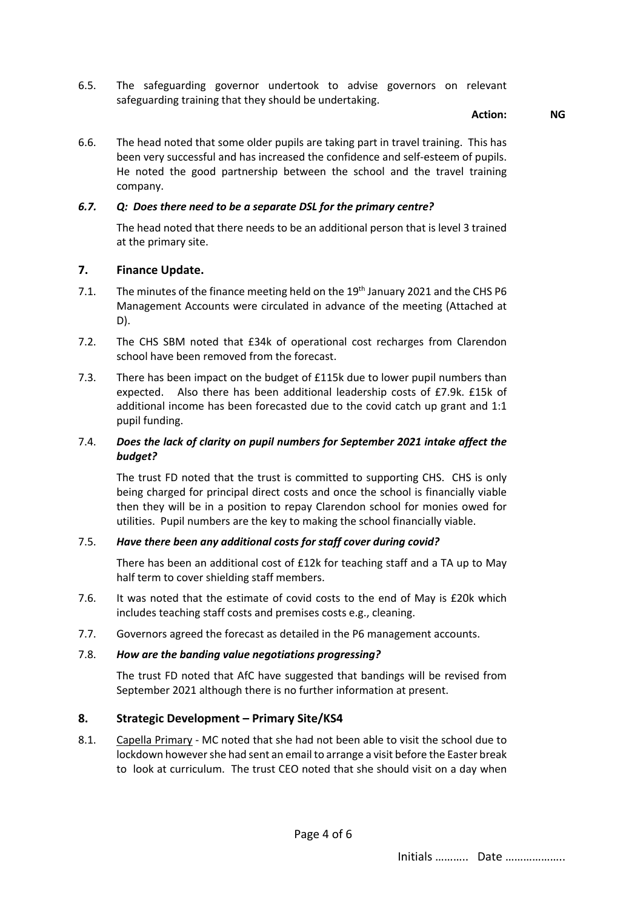6.5. The safeguarding governor undertook to advise governors on relevant safeguarding training that they should be undertaking.

**Action: NG**

6.6. The head noted that some older pupils are taking part in travel training. This has been very successful and has increased the confidence and self-esteem of pupils. He noted the good partnership between the school and the travel training company.

***6.7. Q: Does there need to be a separate DSL for the primary centre?***

The head noted that there needs to be an additional person that is level 3 trained at the primary site.

## 7. Finance Update.

7.1. The minutes of the finance meeting held on the 19th January 2021 and the CHS P6 Management Accounts were circulated in advance of the meeting (Attached at D).

7.2. The CHS SBM noted that £34k of operational cost recharges from Clarendon school have been removed from the forecast.

7.3. There has been impact on the budget of £115k due to lower pupil numbers than expected. Also there has been additional leadership costs of £7.9k. £15k of additional income has been forecasted due to the covid catch up grant and 1:1 pupil funding.

7.4. ***Does the lack of clarity on pupil numbers for September 2021 intake affect the budget?***

The trust FD noted that the trust is committed to supporting CHS. CHS is only being charged for principal direct costs and once the school is financially viable then they will be in a position to repay Clarendon school for monies owed for utilities. Pupil numbers are the key to making the school financially viable.

7.5. ***Have there been any additional costs for staff cover during covid?***

There has been an additional cost of £12k for teaching staff and a TA up to May half term to cover shielding staff members.

7.6. It was noted that the estimate of covid costs to the end of May is £20k which includes teaching staff costs and premises costs e.g., cleaning.

7.7. Governors agreed the forecast as detailed in the P6 management accounts.

7.8. ***How are the banding value negotiations progressing?***

The trust FD noted that AfC have suggested that bandings will be revised from September 2021 although there is no further information at present.

## 8. Strategic Development – Primary Site/KS4

8.1. Capella Primary - MC noted that she had not been able to visit the school due to lockdown however she had sent an email to arrange a visit before the Easter break to look at curriculum. The trust CEO noted that she should visit on a day when

Initials ……….. Date ………………..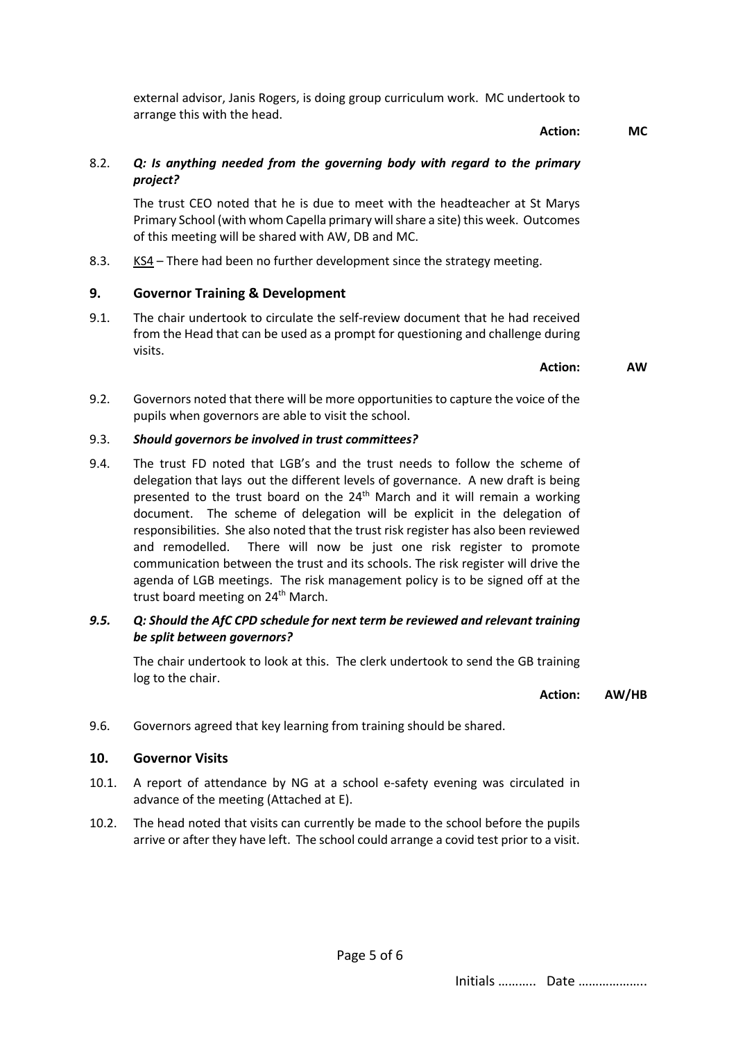external advisor, Janis Rogers, is doing group curriculum work. MC undertook to arrange this with the head.

**Action: MC**

8.2. ***Q: Is anything needed from the governing body with regard to the primary project?***

The trust CEO noted that he is due to meet with the headteacher at St Marys Primary School (with whom Capella primary will share a site) this week. Outcomes of this meeting will be shared with AW, DB and MC.

8.3. KS4 – There had been no further development since the strategy meeting.

## 9. Governor Training & Development

9.1. The chair undertook to circulate the self-review document that he had received from the Head that can be used as a prompt for questioning and challenge during visits.

**Action: AW**

9.2. Governors noted that there will be more opportunities to capture the voice of the pupils when governors are able to visit the school.

9.3. ***Should governors be involved in trust committees?***

9.4. The trust FD noted that LGB's and the trust needs to follow the scheme of delegation that lays out the different levels of governance. A new draft is being presented to the trust board on the 24th March and it will remain a working document. The scheme of delegation will be explicit in the delegation of responsibilities. She also noted that the trust risk register has also been reviewed and remodelled. There will now be just one risk register to promote communication between the trust and its schools. The risk register will drive the agenda of LGB meetings. The risk management policy is to be signed off at the trust board meeting on 24th March.

***9.5. Q: Should the AfC CPD schedule for next term be reviewed and relevant training be split between governors?***

The chair undertook to look at this. The clerk undertook to send the GB training log to the chair.

**Action: AW/HB**

9.6. Governors agreed that key learning from training should be shared.

## 10. Governor Visits

10.1. A report of attendance by NG at a school e-safety evening was circulated in advance of the meeting (Attached at E).

10.2. The head noted that visits can currently be made to the school before the pupils arrive or after they have left. The school could arrange a covid test prior to a visit.

Initials ……….. Date ………………..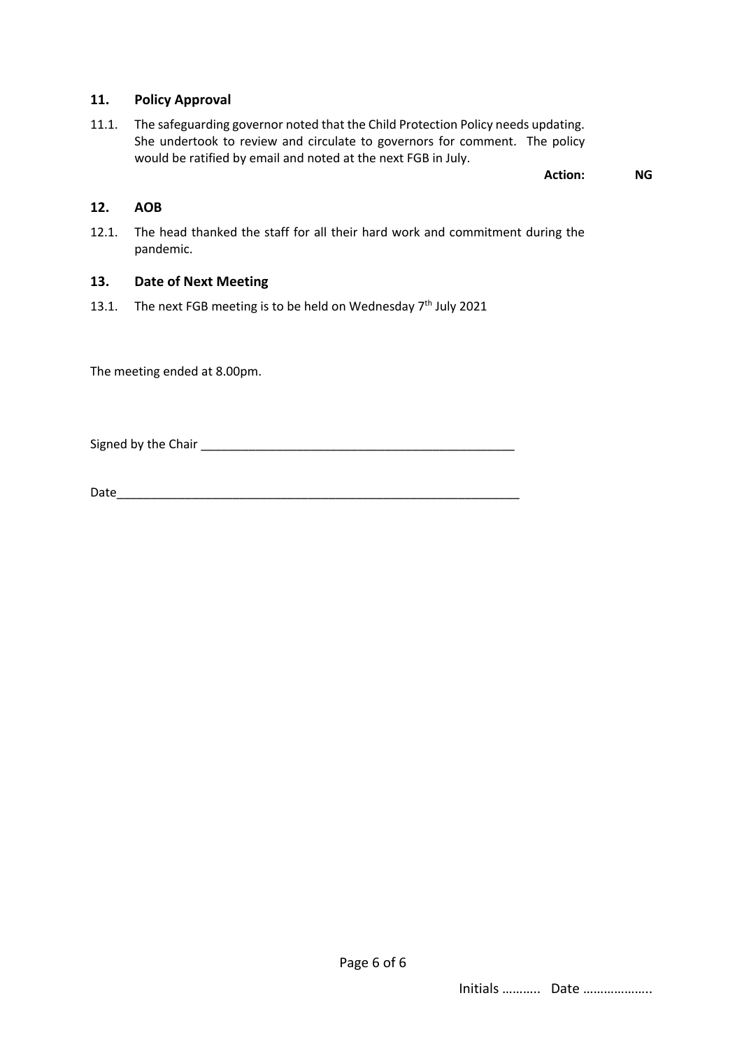## 11. Policy Approval

11.1. The safeguarding governor noted that the Child Protection Policy needs updating. She undertook to review and circulate to governors for comment. The policy would be ratified by email and noted at the next FGB in July.

**Action: NG**

## 12. AOB

12.1. The head thanked the staff for all their hard work and commitment during the pandemic.

## 13. Date of Next Meeting

13.1. The next FGB meeting is to be held on Wednesday 7th July 2021

The meeting ended at 8.00pm.

Signed by the Chair _______________________________________________

Date___________________________________________________________

Initials ……….. Date ………………..